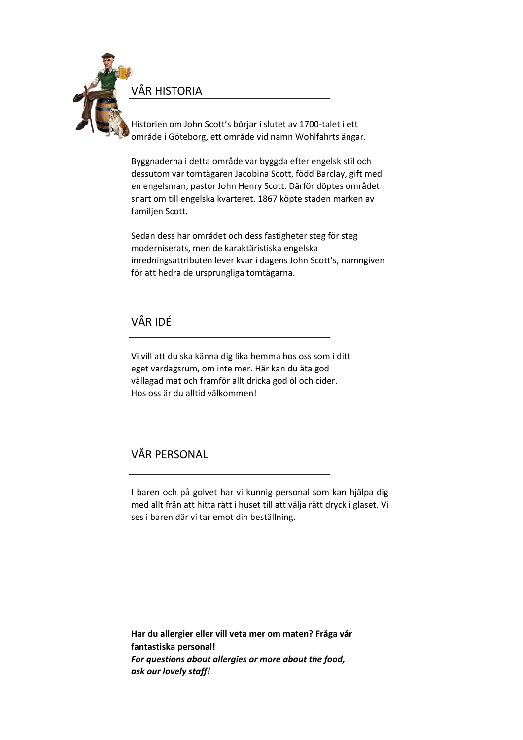## VÅR HISTORIA

Historien om John Scott's börjar i slutet av 1700-talet i ett område i Göteborg, ett område vid namn Wohlfahrts ängar.

Byggnaderna i detta område var byggda efter engelsk stil och dessutom var tomtägaren Jacobina Scott, född Barclay, gift med en engelsman, pastor John Henry Scott. Därför döptes området snart om till engelska kvarteret. 1867 köpte staden marken av familjen Scott.

Sedan dess har området och dess fastigheter steg för steg moderniserats, men de karaktäristiska engelska inredningsattributen lever kvar i dagens John Scott's, namngiven för att hedra de ursprungliga tomtägarna.

## VÅR IDÉ

Vi vill att du ska känna dig lika hemma hos oss som i ditt eget vardagsrum, om inte mer. Här kan du äta god vällagad mat och framför allt dricka god öl och cider. Hos oss är du alltid välkommen!

## VÅR PERSONAL

I baren och på golvet har vi kunnig personal som kan hjälpa dig med allt från att hitta rätt i huset till att välja rätt dryck i glaset. Vi ses i baren där vi tar emot din beställning.

**Har du allergier eller vill veta mer om maten? Fråga vår fantastiska personal!**
***For questions about allergies or more about the food, ask our lovely staff!***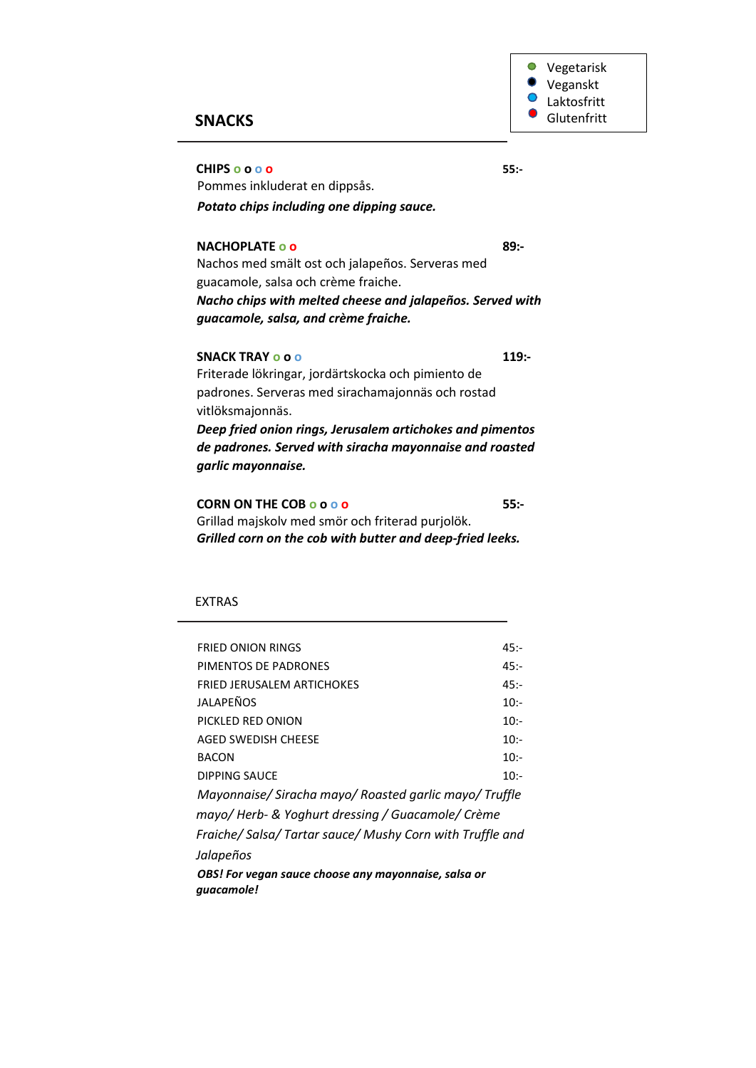- Vegetarisk
- Veganskt
- Laktosfritt
- Glutenfritt

## SNACKS

**CHIPS** o o o o — **55:-**
Pommes inkluderat en dippsås.
***Potato chips including one dipping sauce.***

**NACHOPLATE** o o — **89:-**
Nachos med smält ost och jalapeños. Serveras med guacamole, salsa och crème fraiche.
***Nacho chips with melted cheese and jalapeños. Served with guacamole, salsa, and crème fraiche.***

**SNACK TRAY** o o o — **119:-**
Friterade lökringar, jordärtskocka och pimiento de padrones. Serveras med sirachamajonnäs och rostad vitlöksmajonnäs.
***Deep fried onion rings, Jerusalem artichokes and pimentos de padrones. Served with siracha mayonnaise and roasted garlic mayonnaise.***

**CORN ON THE COB** o o o o — **55:-**
Grillad majskolv med smör och friterad purjolök.
***Grilled corn on the cob with butter and deep-fried leeks.***

## EXTRAS

| | |
|---|---|
| FRIED ONION RINGS | 45:- |
| PIMENTOS DE PADRONES | 45:- |
| FRIED JERUSALEM ARTICHOKES | 45:- |
| JALAPEÑOS | 10:- |
| PICKLED RED ONION | 10:- |
| AGED SWEDISH CHEESE | 10:- |
| BACON | 10:- |
| DIPPING SAUCE | 10:- |

*Mayonnaise/ Siracha mayo/ Roasted garlic mayo/ Truffle mayo/ Herb- & Yoghurt dressing / Guacamole/ Crème Fraiche/ Salsa/ Tartar sauce/ Mushy Corn with Truffle and Jalapeños*

***OBS! For vegan sauce choose any mayonnaise, salsa or guacamole!***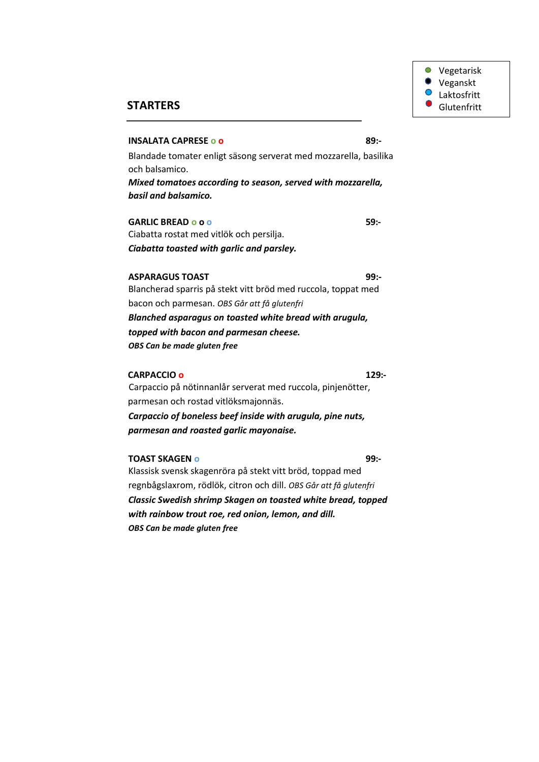- Vegetarisk
- Veganskt
- Laktosfritt
- Glutenfritt

## STARTERS

**INSALATA CAPRESE o o** **89:-**

Blandade tomater enligt säsong serverat med mozzarella, basilika och balsamico.

***Mixed tomatoes according to season, served with mozzarella, basil and balsamico.***

**GARLIC BREAD o o o** **59:-**

Ciabatta rostat med vitlök och persilja.

***Ciabatta toasted with garlic and parsley.***

**ASPARAGUS TOAST** **99:-**

Blancherad sparris på stekt vitt bröd med ruccola, toppat med bacon och parmesan. *OBS Går att få glutenfri*

***Blanched asparagus on toasted white bread with arugula, topped with bacon and parmesan cheese.***

***OBS Can be made gluten free***

**CARPACCIO o** **129:-**

Carpaccio på nötinnanlår serverat med ruccola, pinjenötter, parmesan och rostad vitlöksmajonnäs.

***Carpaccio of boneless beef inside with arugula, pine nuts, parmesan and roasted garlic mayonaise.***

**TOAST SKAGEN o** **99:-**

Klassisk svensk skagenröra på stekt vitt bröd, toppad med regnbågslaxrom, rödlök, citron och dill. *OBS Går att få glutenfri*

***Classic Swedish shrimp Skagen on toasted white bread, topped with rainbow trout roe, red onion, lemon, and dill.***

***OBS Can be made gluten free***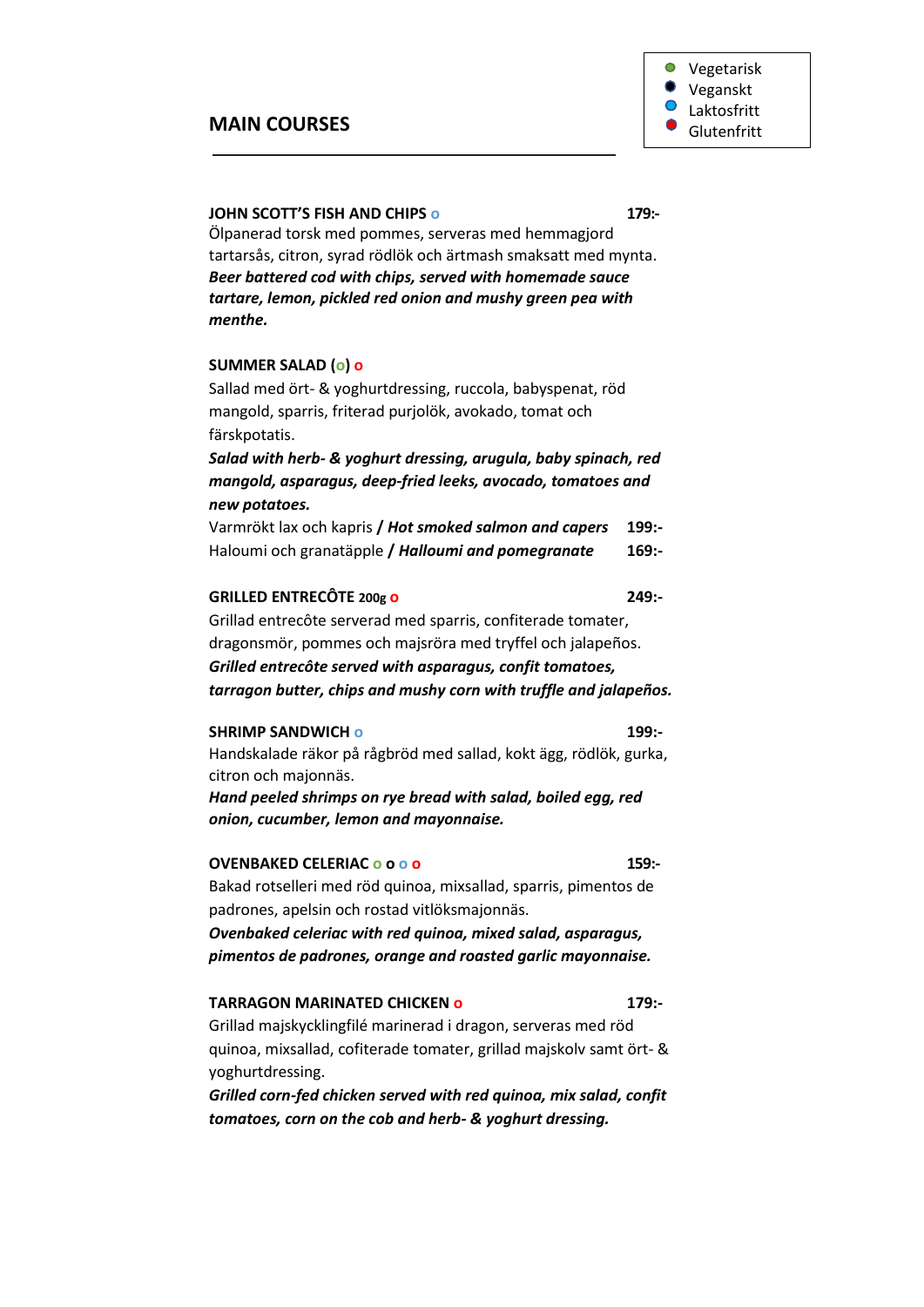- Vegetarisk
- Veganskt
- Laktosfritt
- Glutenfritt

## MAIN COURSES

**JOHN SCOTT'S FISH AND CHIPS** o **179:-**

Ölpanerad torsk med pommes, serveras med hemmagjord tartarsås, citron, syrad rödlök och ärtmash smaksatt med mynta.
***Beer battered cod with chips, served with homemade sauce tartare, lemon, pickled red onion and mushy green pea with menthe.***

**SUMMER SALAD** (o) o

Sallad med ört- & yoghurtdressing, ruccola, babyspenat, röd mangold, sparris, friterad purjolök, avokado, tomat och färskpotatis.
***Salad with herb- & yoghurt dressing, arugula, baby spinach, red mangold, asparagus, deep-fried leeks, avocado, tomatoes and new potatoes.***

Varmrökt lax och kapris / ***Hot smoked salmon and capers*** **199:-**
Haloumi och granatäpple / ***Halloumi and pomegranate*** **169:-**

**GRILLED ENTRECÔTE 200g** o **249:-**

Grillad entrecôte serverad med sparris, confiterade tomater, dragonsmör, pommes och majsröra med tryffel och jalapeños.
***Grilled entrecôte served with asparagus, confit tomatoes, tarragon butter, chips and mushy corn with truffle and jalapeños.***

**SHRIMP SANDWICH** o **199:-**

Handskalade räkor på rågbröd med sallad, kokt ägg, rödlök, gurka, citron och majonnäs.
***Hand peeled shrimps on rye bread with salad, boiled egg, red onion, cucumber, lemon and mayonnaise.***

**OVENBAKED CELERIAC** o o o o **159:-**

Bakad rotselleri med röd quinoa, mixsallad, sparris, pimentos de padrones, apelsin och rostad vitlöksmajonnäs.
***Ovenbaked celeriac with red quinoa, mixed salad, asparagus, pimentos de padrones, orange and roasted garlic mayonnaise.***

**TARRAGON MARINATED CHICKEN** o **179:-**

Grillad majskycklingfilé marinerad i dragon, serveras med röd quinoa, mixsallad, cofiterade tomater, grillad majskolv samt ört- & yoghurtdressing.
***Grilled corn-fed chicken served with red quinoa, mix salad, confit tomatoes, corn on the cob and herb- & yoghurt dressing.***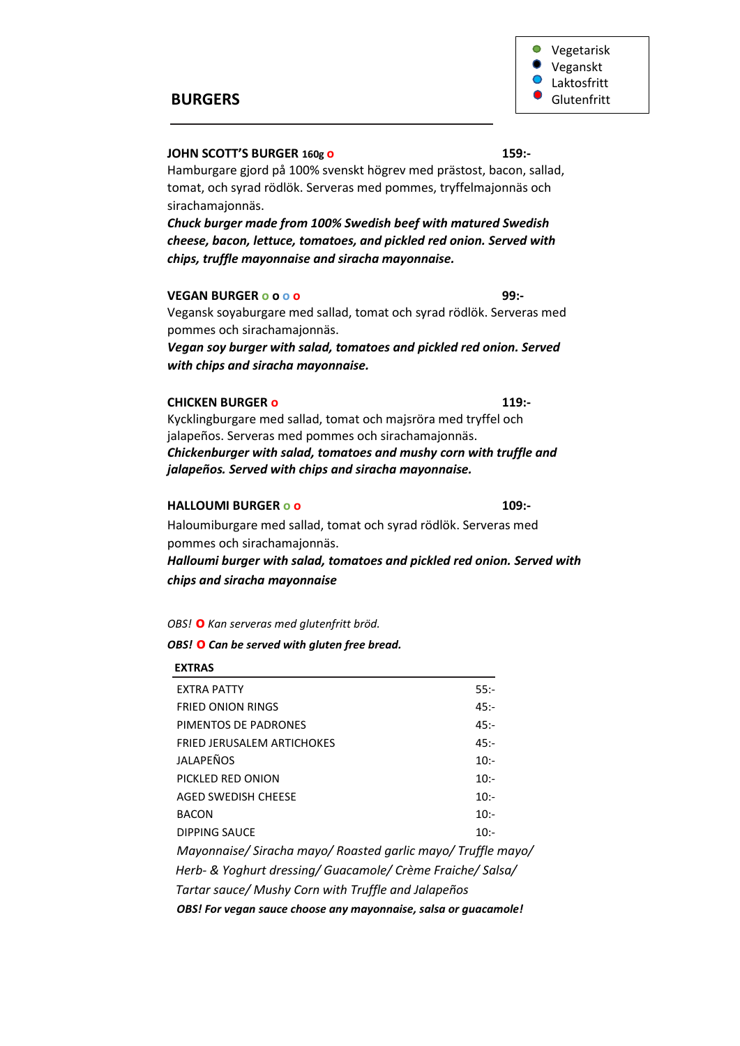- Vegetarisk
- Veganskt
- Laktosfritt
- Glutenfritt

## BURGERS

**JOHN SCOTT'S BURGER 160g o** **159:-**

Hamburgare gjord på 100% svenskt högrev med prästost, bacon, sallad, tomat, och syrad rödlök. Serveras med pommes, tryffelmajonnäs och sirachamajonnäs.

***Chuck burger made from 100% Swedish beef with matured Swedish cheese, bacon, lettuce, tomatoes, and pickled red onion. Served with chips, truffle mayonnaise and siracha mayonnaise.***

**VEGAN BURGER o o o o** **99:-**

Vegansk soyaburgare med sallad, tomat och syrad rödlök. Serveras med pommes och sirachamajonnäs.

***Vegan soy burger with salad, tomatoes and pickled red onion. Served with chips and siracha mayonnaise.***

**CHICKEN BURGER o** **119:-**

Kycklingburgare med sallad, tomat och majsröra med tryffel och jalapeños. Serveras med pommes och sirachamajonnäs.

***Chickenburger with salad, tomatoes and mushy corn with truffle and jalapeños. Served with chips and siracha mayonnaise.***

**HALLOUMI BURGER o o** **109:-**

Haloumiburgare med sallad, tomat och syrad rödlök. Serveras med pommes och sirachamajonnäs.

***Halloumi burger with salad, tomatoes and pickled red onion. Served with chips and siracha mayonnaise***

*OBS!* **O** *Kan serveras med glutenfritt bröd.*

***OBS! O Can be served with gluten free bread.***

### EXTRAS

| | |
|---|---|
| EXTRA PATTY | 55:- |
| FRIED ONION RINGS | 45:- |
| PIMENTOS DE PADRONES | 45:- |
| FRIED JERUSALEM ARTICHOKES | 45:- |
| JALAPEÑOS | 10:- |
| PICKLED RED ONION | 10:- |
| AGED SWEDISH CHEESE | 10:- |
| BACON | 10:- |
| DIPPING SAUCE | 10:- |

*Mayonnaise/ Siracha mayo/ Roasted garlic mayo/ Truffle mayo/ Herb- & Yoghurt dressing/ Guacamole/ Crème Fraiche/ Salsa/ Tartar sauce/ Mushy Corn with Truffle and Jalapeños*

***OBS! For vegan sauce choose any mayonnaise, salsa or guacamole!***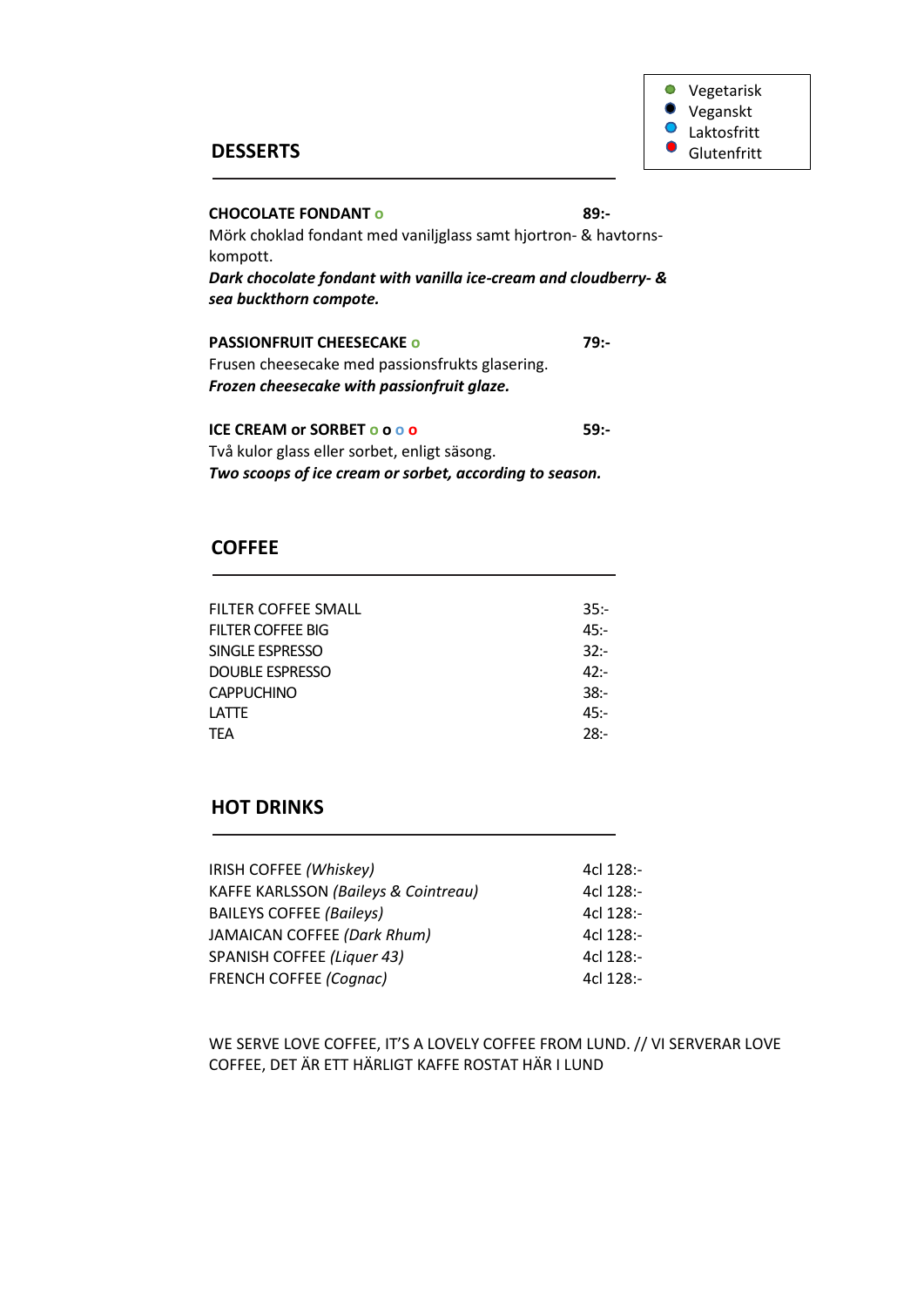- Vegetarisk (green)
- Veganskt (black)
- Laktosfritt (blue)
- Glutenfritt (red)

## DESSERTS

**CHOCOLATE FONDANT o** — **89:-**

Mörk choklad fondant med vaniljglass samt hjortron- & havtorns-kompott.

***Dark chocolate fondant with vanilla ice-cream and cloudberry- & sea buckthorn compote.***

**PASSIONFRUIT CHEESECAKE o** — **79:-**

Frusen cheesecake med passionsfrukts glasering.

***Frozen cheesecake with passionfruit glaze.***

**ICE CREAM or SORBET o o o o** — **59:-**

Två kulor glass eller sorbet, enligt säsong.

***Two scoops of ice cream or sorbet, according to season.***

## COFFEE

| | |
|---|---|
| FILTER COFFEE SMALL | 35:- |
| FILTER COFFEE BIG | 45:- |
| SINGLE ESPRESSO | 32:- |
| DOUBLE ESPRESSO | 42:- |
| CAPPUCHINO | 38:- |
| LATTE | 45:- |
| TEA | 28:- |

## HOT DRINKS

| | |
|---|---|
| IRISH COFFEE *(Whiskey)* | 4cl 128:- |
| KAFFE KARLSSON *(Baileys & Cointreau)* | 4cl 128:- |
| BAILEYS COFFEE *(Baileys)* | 4cl 128:- |
| JAMAICAN COFFEE *(Dark Rhum)* | 4cl 128:- |
| SPANISH COFFEE *(Liquer 43)* | 4cl 128:- |
| FRENCH COFFEE *(Cognac)* | 4cl 128:- |

WE SERVE LOVE COFFEE, IT'S A LOVELY COFFEE FROM LUND. // VI SERVERAR LOVE COFFEE, DET ÄR ETT HÄRLIGT KAFFE ROSTAT HÄR I LUND